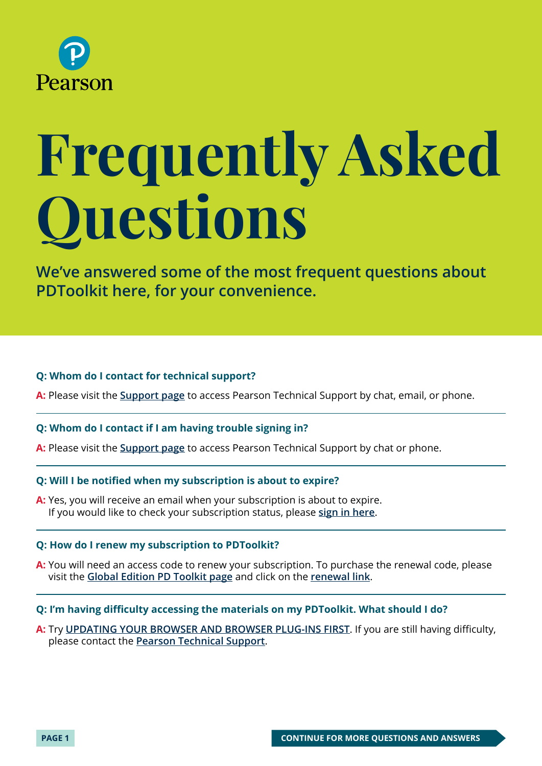Pearson

# Frequently Asked Questions

**We've answered some of the most frequent questions about PDToolkit here, for your convenience.**

**Q: Whom do I contact for technical support?**

**A:** Please visit the Support page to access Pearson Technical Support by chat, email, or phone.

---

**Q: Whom do I contact if I am having trouble signing in?**

**A:** Please visit the Support page to access Pearson Technical Support by chat or phone.

---

**Q: Will I be notified when my subscription is about to expire?**

**A:** Yes, you will receive an email when your subscription is about to expire. If you would like to check your subscription status, please sign in here.

---

**Q: How do I renew my subscription to PDToolkit?**

**A:** You will need an access code to renew your subscription. To purchase the renewal code, please visit the Global Edition PD Toolkit page and click on the renewal link.

---

**Q: I'm having difficulty accessing the materials on my PDToolkit. What should I do?**

**A:** Try UPDATING YOUR BROWSER AND BROWSER PLUG-INS FIRST. If you are still having difficulty, please contact the Pearson Technical Support.

CONTINUE FOR MORE QUESTIONS AND ANSWERS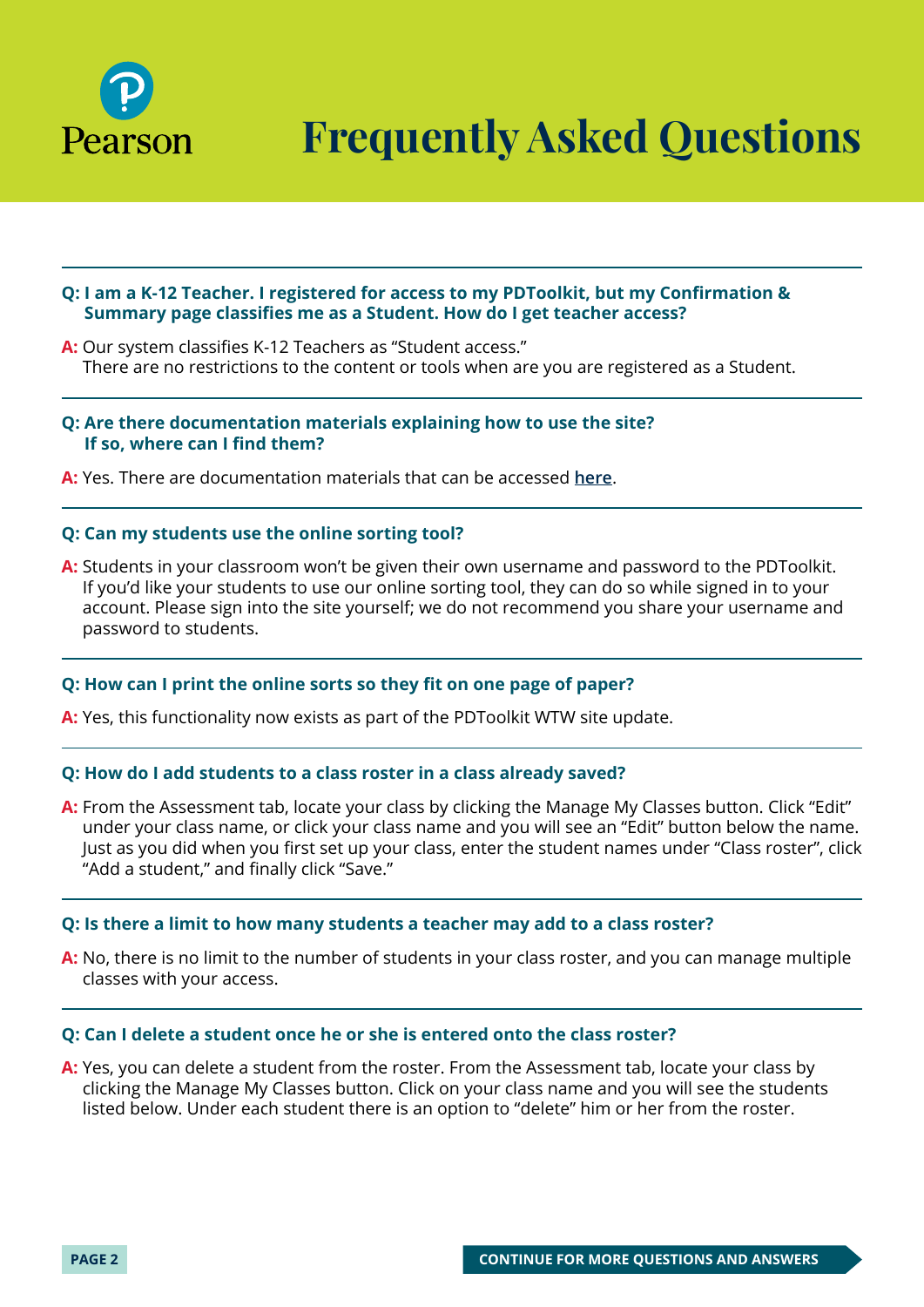# Frequently Asked Questions

**Q: I am a K-12 Teacher. I registered for access to my PDToolkit, but my Confirmation & Summary page classifies me as a Student. How do I get teacher access?**

**A:** Our system classifies K-12 Teachers as "Student access."
There are no restrictions to the content or tools when are you registered as a Student.

---

**Q: Are there documentation materials explaining how to use the site? If so, where can I find them?**

**A:** Yes. There are documentation materials that can be accessed here.

---

**Q: Can my students use the online sorting tool?**

**A:** Students in your classroom won't be given their own username and password to the PDToolkit. If you'd like your students to use our online sorting tool, they can do so while signed in to your account. Please sign into the site yourself; we do not recommend you share your username and password to students.

---

**Q: How can I print the online sorts so they fit on one page of paper?**

**A:** Yes, this functionality now exists as part of the PDToolkit WTW site update.

---

**Q: How do I add students to a class roster in a class already saved?**

**A:** From the Assessment tab, locate your class by clicking the Manage My Classes button. Click "Edit" under your class name, or click your class name and you will see an "Edit" button below the name. Just as you did when you first set up your class, enter the student names under "Class roster", click "Add a student," and finally click "Save."

---

**Q: Is there a limit to how many students a teacher may add to a class roster?**

**A:** No, there is no limit to the number of students in your class roster, and you can manage multiple classes with your access.

---

**Q: Can I delete a student once he or she is entered onto the class roster?**

**A:** Yes, you can delete a student from the roster. From the Assessment tab, locate your class by clicking the Manage My Classes button. Click on your class name and you will see the students listed below. Under each student there is an option to "delete" him or her from the roster.

CONTINUE FOR MORE QUESTIONS AND ANSWERS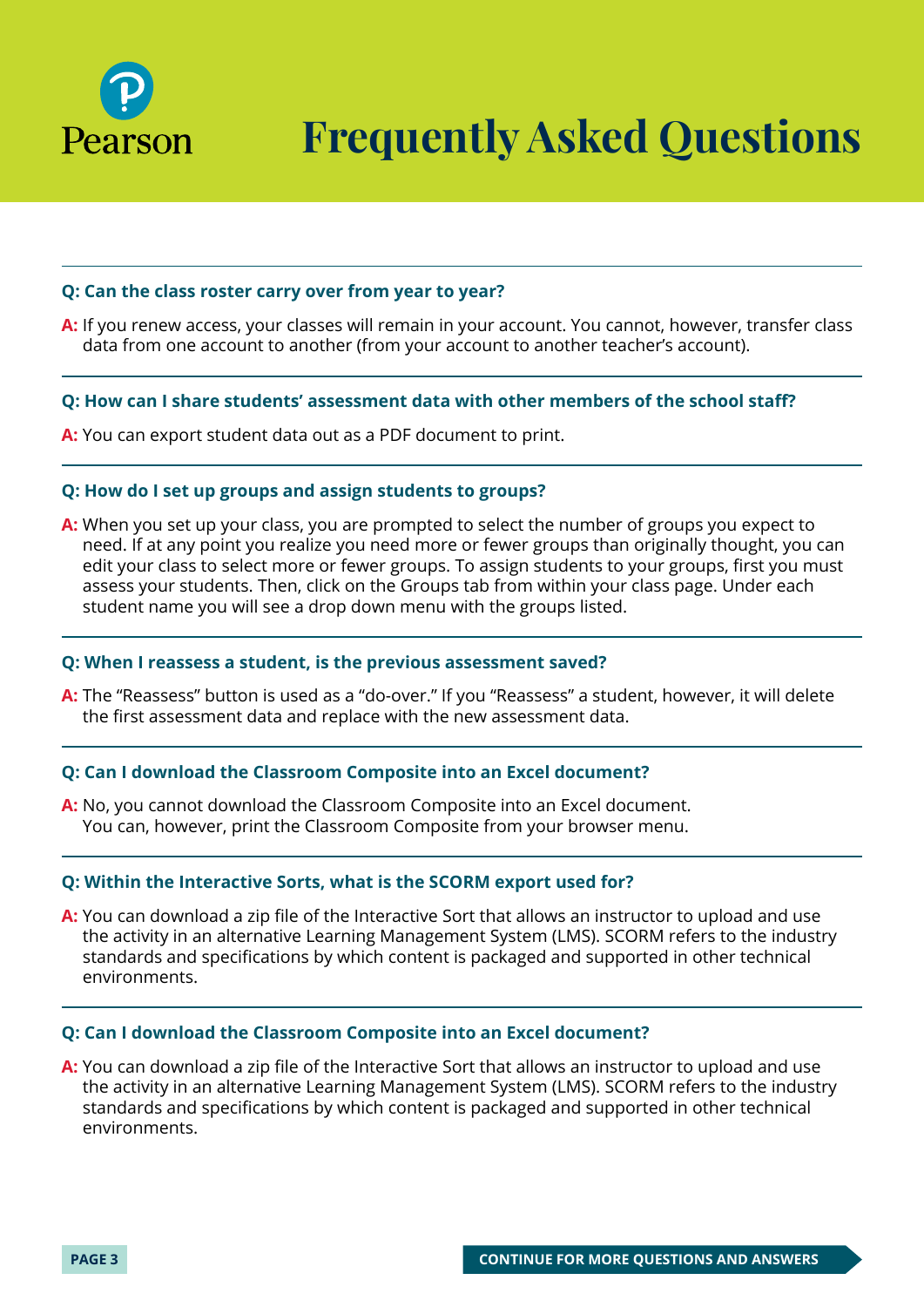# Frequently Asked Questions

**Q: Can the class roster carry over from year to year?**

**A:** If you renew access, your classes will remain in your account. You cannot, however, transfer class data from one account to another (from your account to another teacher's account).

**Q: How can I share students' assessment data with other members of the school staff?**

**A:** You can export student data out as a PDF document to print.

**Q: How do I set up groups and assign students to groups?**

**A:** When you set up your class, you are prompted to select the number of groups you expect to need. If at any point you realize you need more or fewer groups than originally thought, you can edit your class to select more or fewer groups. To assign students to your groups, first you must assess your students. Then, click on the Groups tab from within your class page. Under each student name you will see a drop down menu with the groups listed.

**Q: When I reassess a student, is the previous assessment saved?**

**A:** The "Reassess" button is used as a "do-over." If you "Reassess" a student, however, it will delete the first assessment data and replace with the new assessment data.

**Q: Can I download the Classroom Composite into an Excel document?**

**A:** No, you cannot download the Classroom Composite into an Excel document. You can, however, print the Classroom Composite from your browser menu.

**Q: Within the Interactive Sorts, what is the SCORM export used for?**

**A:** You can download a zip file of the Interactive Sort that allows an instructor to upload and use the activity in an alternative Learning Management System (LMS). SCORM refers to the industry standards and specifications by which content is packaged and supported in other technical environments.

**Q: Can I download the Classroom Composite into an Excel document?**

**A:** You can download a zip file of the Interactive Sort that allows an instructor to upload and use the activity in an alternative Learning Management System (LMS). SCORM refers to the industry standards and specifications by which content is packaged and supported in other technical environments.

CONTINUE FOR MORE QUESTIONS AND ANSWERS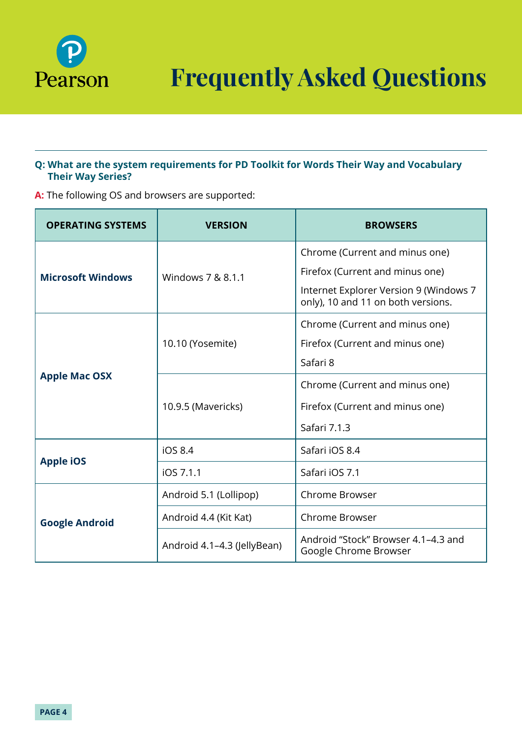# Frequently Asked Questions

**Q: What are the system requirements for PD Toolkit for Words Their Way and Vocabulary Their Way Series?**

**A:** The following OS and browsers are supported:

| OPERATING SYSTEMS | VERSION | BROWSERS |
|---|---|---|
| **Microsoft Windows** | Windows 7 & 8.1.1 | Chrome (Current and minus one)<br>Firefox (Current and minus one)<br>Internet Explorer Version 9 (Windows 7 only), 10 and 11 on both versions. |
| **Apple Mac OSX** | 10.10 (Yosemite) | Chrome (Current and minus one)<br>Firefox (Current and minus one)<br>Safari 8 |
| | 10.9.5 (Mavericks) | Chrome (Current and minus one)<br>Firefox (Current and minus one)<br>Safari 7.1.3 |
| **Apple iOS** | iOS 8.4 | Safari iOS 8.4 |
| | iOS 7.1.1 | Safari iOS 7.1 |
| **Google Android** | Android 5.1 (Lollipop) | Chrome Browser |
| | Android 4.4 (Kit Kat) | Chrome Browser |
| | Android 4.1–4.3 (JellyBean) | Android “Stock” Browser 4.1–4.3 and Google Chrome Browser |